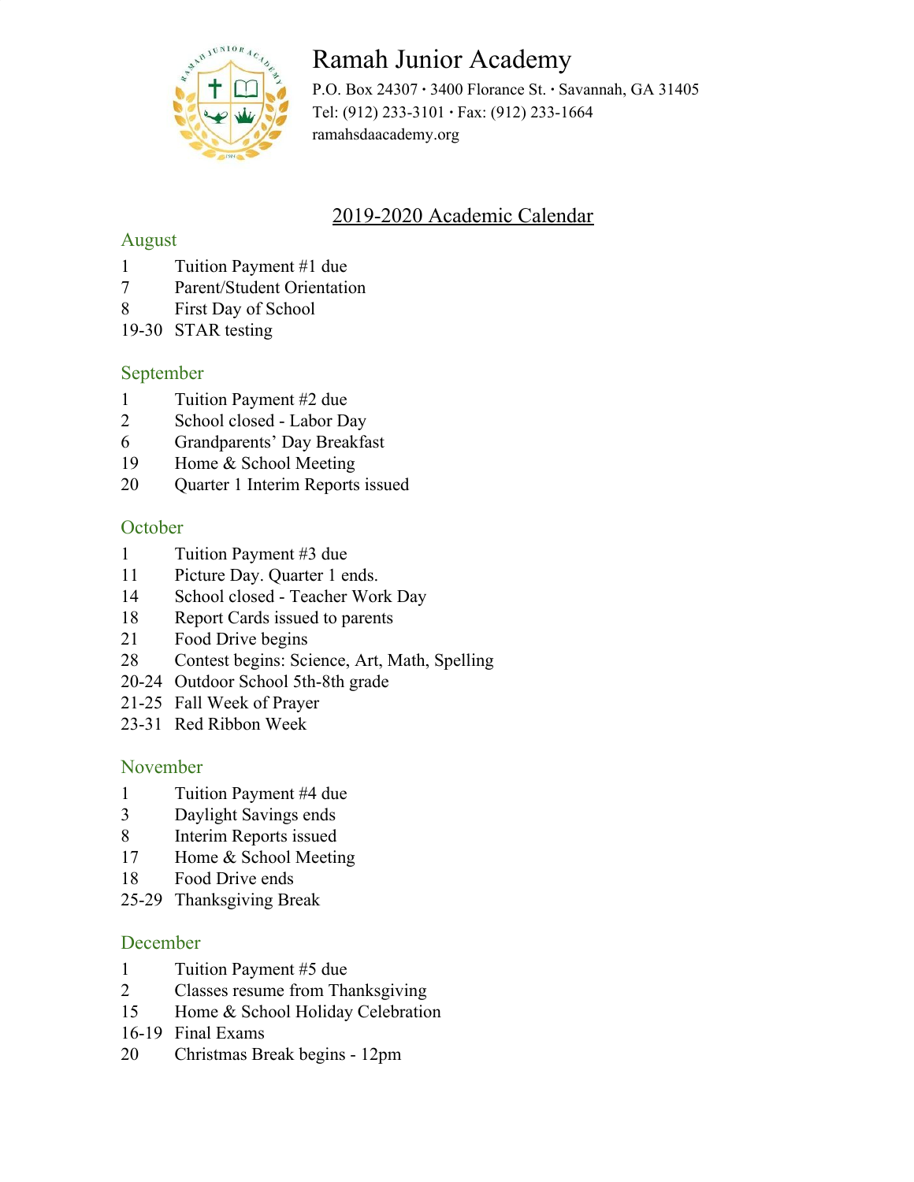# Ramah Junior Academy

P.O. Box 24307 • 3400 Florance St. • Savannah, GA 31405
Tel: (912) 233-3101 • Fax: (912) 233-1664
ramahsdaacademy.org

## 2019-2020 Academic Calendar

### August

1 Tuition Payment #1 due
7 Parent/Student Orientation
8 First Day of School
19-30 STAR testing

### September

1 Tuition Payment #2 due
2 School closed - Labor Day
6 Grandparents' Day Breakfast
19 Home & School Meeting
20 Quarter 1 Interim Reports issued

### October

1 Tuition Payment #3 due
11 Picture Day. Quarter 1 ends.
14 School closed - Teacher Work Day
18 Report Cards issued to parents
21 Food Drive begins
28 Contest begins: Science, Art, Math, Spelling
20-24 Outdoor School 5th-8th grade
21-25 Fall Week of Prayer
23-31 Red Ribbon Week

### November

1 Tuition Payment #4 due
3 Daylight Savings ends
8 Interim Reports issued
17 Home & School Meeting
18 Food Drive ends
25-29 Thanksgiving Break

### December

1 Tuition Payment #5 due
2 Classes resume from Thanksgiving
15 Home & School Holiday Celebration
16-19 Final Exams
20 Christmas Break begins - 12pm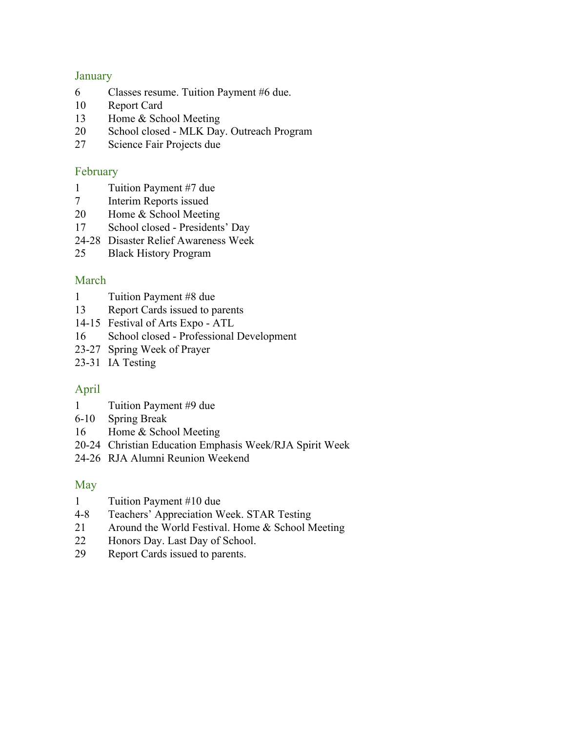## January

6 Classes resume. Tuition Payment #6 due.
10 Report Card
13 Home & School Meeting
20 School closed - MLK Day. Outreach Program
27 Science Fair Projects due

## February

1 Tuition Payment #7 due
7 Interim Reports issued
20 Home & School Meeting
17 School closed - Presidents' Day
24-28 Disaster Relief Awareness Week
25 Black History Program

## March

1 Tuition Payment #8 due
13 Report Cards issued to parents
14-15 Festival of Arts Expo - ATL
16 School closed - Professional Development
23-27 Spring Week of Prayer
23-31 IA Testing

## April

1 Tuition Payment #9 due
6-10 Spring Break
16 Home & School Meeting
20-24 Christian Education Emphasis Week/RJA Spirit Week
24-26 RJA Alumni Reunion Weekend

## May

1 Tuition Payment #10 due
4-8 Teachers' Appreciation Week. STAR Testing
21 Around the World Festival. Home & School Meeting
22 Honors Day. Last Day of School.
29 Report Cards issued to parents.